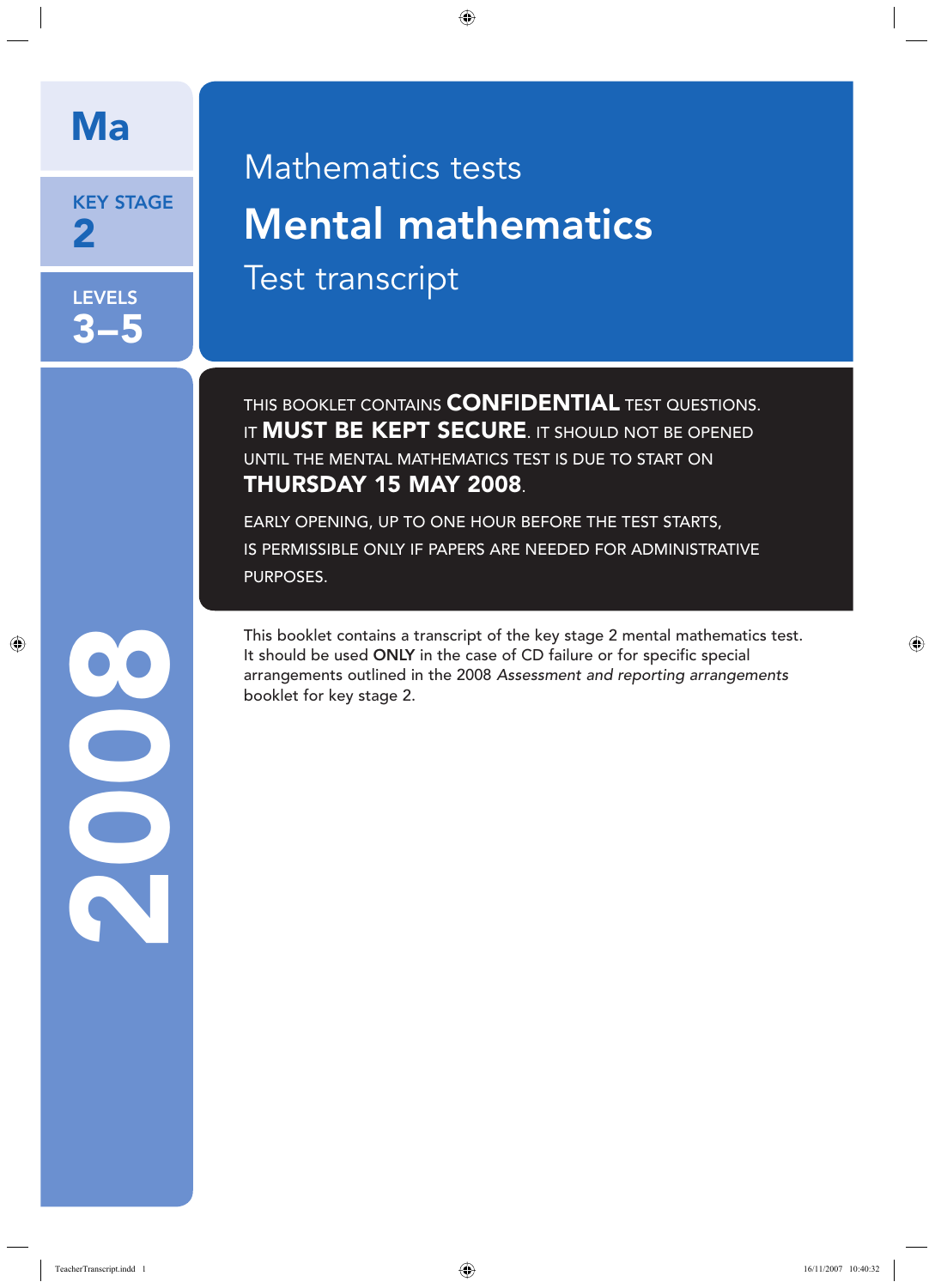# Ma

**KEY STAGE 2**

**LEVELS 3–5**

Mathematics tests

# Mental mathematics

Test transcript

THIS BOOKLET CONTAINS **CONFIDENTIAL** TEST QUESTIONS. IT **MUST BE KEPT SECURE**. IT SHOULD NOT BE OPENED UNTIL THE MENTAL MATHEMATICS TEST IS DUE TO START ON **THURSDAY 15 MAY 2008**.

EARLY OPENING, UP TO ONE HOUR BEFORE THE TEST STARTS, IS PERMISSIBLE ONLY IF PAPERS ARE NEEDED FOR ADMINISTRATIVE PURPOSES.

This booklet contains a transcript of the key stage 2 mental mathematics test. It should be used **ONLY** in the case of CD failure or for specific special arrangements outlined in the 2008 *Assessment and reporting arrangements* booklet for key stage 2.

**2008**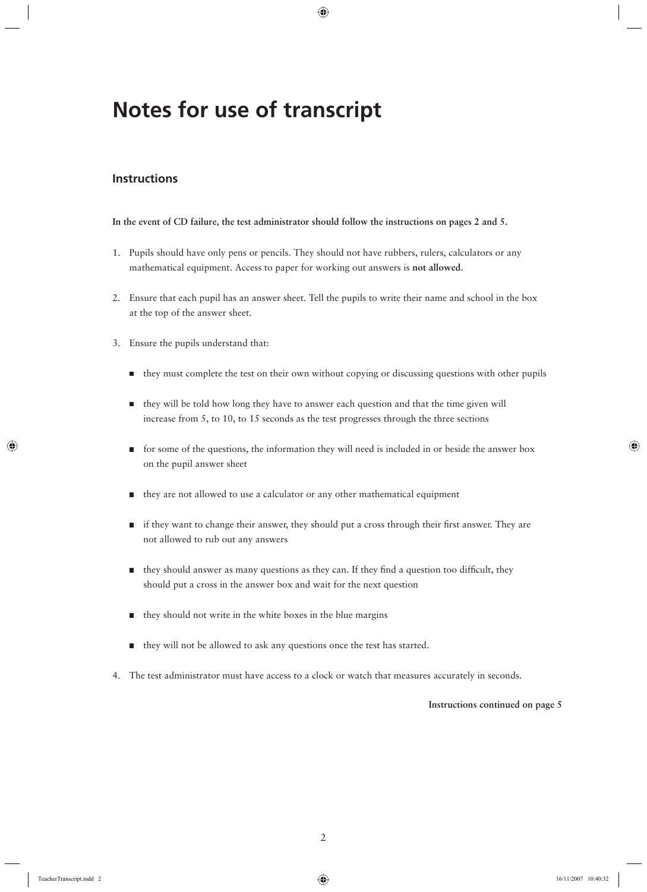# Notes for use of transcript

## Instructions

**In the event of CD failure, the test administrator should follow the instructions on pages 2 and 5.**

1. Pupils should have only pens or pencils. They should not have rubbers, rulers, calculators or any mathematical equipment. Access to paper for working out answers is **not allowed**.

2. Ensure that each pupil has an answer sheet. Tell the pupils to write their name and school in the box at the top of the answer sheet.

3. Ensure the pupils understand that:

   - they must complete the test on their own without copying or discussing questions with other pupils
   - they will be told how long they have to answer each question and that the time given will increase from 5, to 10, to 15 seconds as the test progresses through the three sections
   - for some of the questions, the information they will need is included in or beside the answer box on the pupil answer sheet
   - they are not allowed to use a calculator or any other mathematical equipment
   - if they want to change their answer, they should put a cross through their first answer. They are not allowed to rub out any answers
   - they should answer as many questions as they can. If they find a question too difficult, they should put a cross in the answer box and wait for the next question
   - they should not write in the white boxes in the blue margins
   - they will not be allowed to ask any questions once the test has started.

4. The test administrator must have access to a clock or watch that measures accurately in seconds.

**Instructions continued on page 5**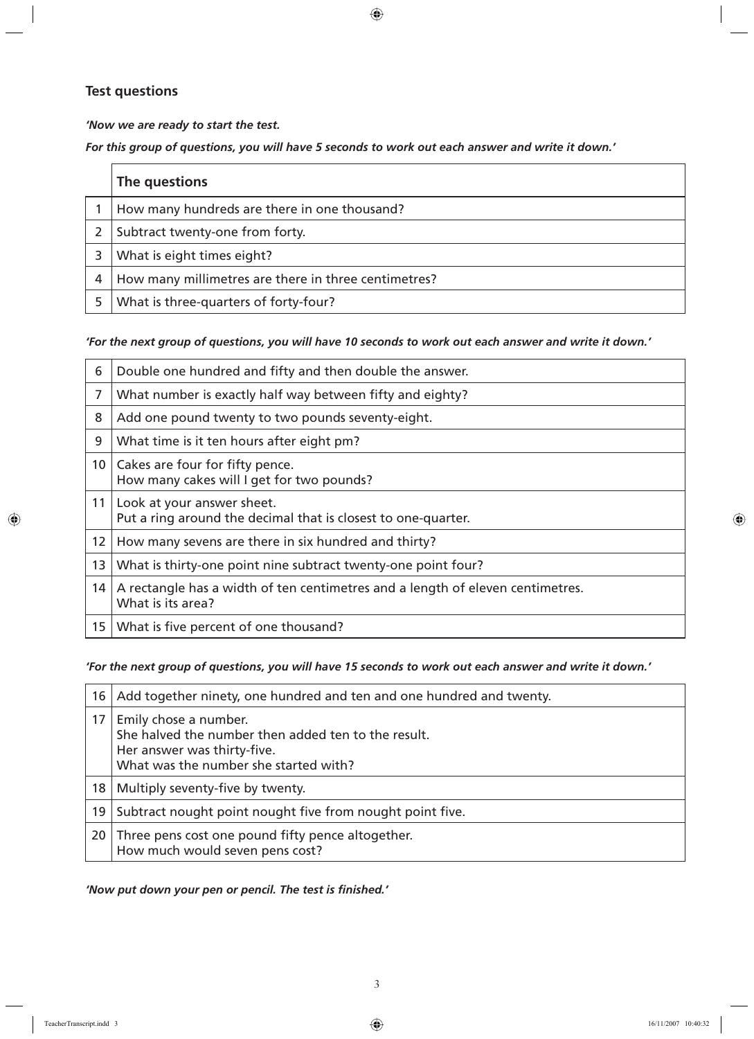## Test questions

***'Now we are ready to start the test.***

***For this group of questions, you will have 5 seconds to work out each answer and write it down.'***

| | **The questions** |
|---|---|
| 1 | How many hundreds are there in one thousand? |
| 2 | Subtract twenty-one from forty. |
| 3 | What is eight times eight? |
| 4 | How many millimetres are there in three centimetres? |
| 5 | What is three-quarters of forty-four? |

***'For the next group of questions, you will have 10 seconds to work out each answer and write it down.'***

| | |
|---|---|
| 6 | Double one hundred and fifty and then double the answer. |
| 7 | What number is exactly half way between fifty and eighty? |
| 8 | Add one pound twenty to two pounds seventy-eight. |
| 9 | What time is it ten hours after eight pm? |
| 10 | Cakes are four for fifty pence.<br>How many cakes will I get for two pounds? |
| 11 | Look at your answer sheet.<br>Put a ring around the decimal that is closest to one-quarter. |
| 12 | How many sevens are there in six hundred and thirty? |
| 13 | What is thirty-one point nine subtract twenty-one point four? |
| 14 | A rectangle has a width of ten centimetres and a length of eleven centimetres.<br>What is its area? |
| 15 | What is five percent of one thousand? |

***'For the next group of questions, you will have 15 seconds to work out each answer and write it down.'***

| | |
|---|---|
| 16 | Add together ninety, one hundred and ten and one hundred and twenty. |
| 17 | Emily chose a number.<br>She halved the number then added ten to the result.<br>Her answer was thirty-five.<br>What was the number she started with? |
| 18 | Multiply seventy-five by twenty. |
| 19 | Subtract nought point nought five from nought point five. |
| 20 | Three pens cost one pound fifty pence altogether.<br>How much would seven pens cost? |

***'Now put down your pen or pencil. The test is finished.'***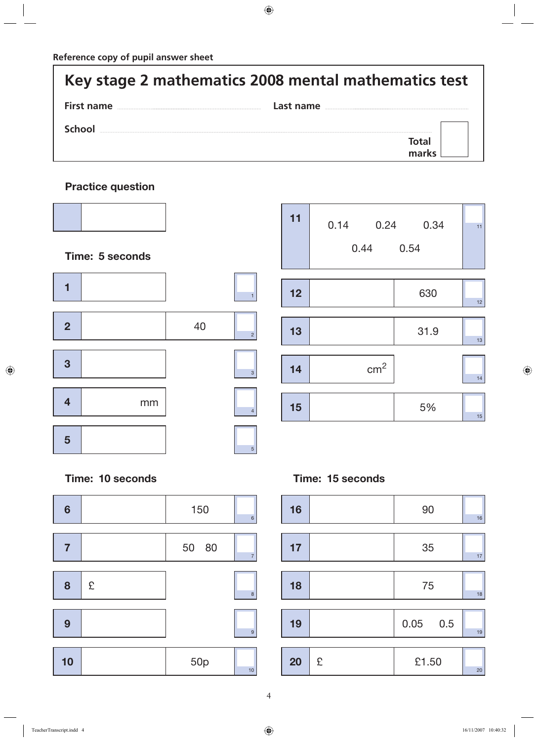Reference copy of pupil answer sheet

# Key stage 2 mathematics 2008 mental mathematics test

First name ............................ Last name ............................

School ............................

Total marks

### Practice question

| | |
|---|---|
| | |

### Time: 5 seconds

| Question | Answer | Given |
|---|---|---|
| 1 | | |
| 2 | | 40 |
| 3 | | |
| 4 | mm | |
| 5 | | |

### Time: 10 seconds

| Question | Answer | Given |
|---|---|---|
| 6 | | 150 |
| 7 | | 50 80 |
| 8 | £ | |
| 9 | | |
| 10 | | 50p |

| Question | Answer | Given |
|---|---|---|
| 11 | 0.14 0.24 0.34 0.44 0.54 | |
| 12 | | 630 |
| 13 | | 31.9 |
| 14 | $cm^2$ | |
| 15 | | 5% |

### Time: 15 seconds

| Question | Answer | Given |
|---|---|---|
| 16 | | 90 |
| 17 | | 35 |
| 18 | | 75 |
| 19 | | 0.05 0.5 |
| 20 | £ | £1.50 |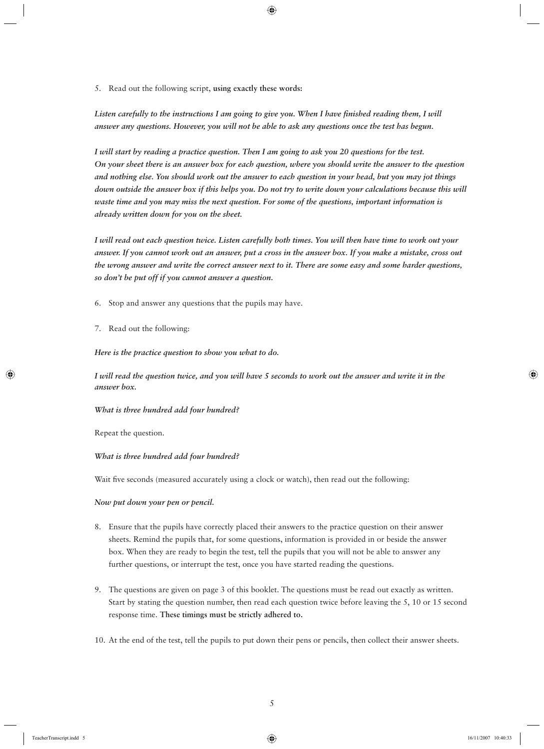5. Read out the following script, **using exactly these words:**

*Listen carefully to the instructions I am going to give you. When I have finished reading them, I will answer any questions. However, you will not be able to ask any questions once the test has begun.*

*I will start by reading a practice question. Then I am going to ask you 20 questions for the test. On your sheet there is an answer box for each question, where you should write the answer to the question and nothing else. You should work out the answer to each question in your head, but you may jot things down outside the answer box if this helps you. Do not try to write down your calculations because this will waste time and you may miss the next question. For some of the questions, important information is already written down for you on the sheet.*

*I will read out each question twice. Listen carefully both times. You will then have time to work out your answer. If you cannot work out an answer, put a cross in the answer box. If you make a mistake, cross out the wrong answer and write the correct answer next to it. There are some easy and some harder questions, so don't be put off if you cannot answer a question.*

6. Stop and answer any questions that the pupils may have.

7. Read out the following:

*Here is the practice question to show you what to do.*

*I will read the question twice, and you will have 5 seconds to work out the answer and write it in the answer box.*

*What is three hundred add four hundred?*

Repeat the question.

*What is three hundred add four hundred?*

Wait five seconds (measured accurately using a clock or watch), then read out the following:

*Now put down your pen or pencil.*

8. Ensure that the pupils have correctly placed their answers to the practice question on their answer sheets. Remind the pupils that, for some questions, information is provided in or beside the answer box. When they are ready to begin the test, tell the pupils that you will not be able to answer any further questions, or interrupt the test, once you have started reading the questions.

9. The questions are given on page 3 of this booklet. The questions must be read out exactly as written. Start by stating the question number, then read each question twice before leaving the 5, 10 or 15 second response time. **These timings must be strictly adhered to.**

10. At the end of the test, tell the pupils to put down their pens or pencils, then collect their answer sheets.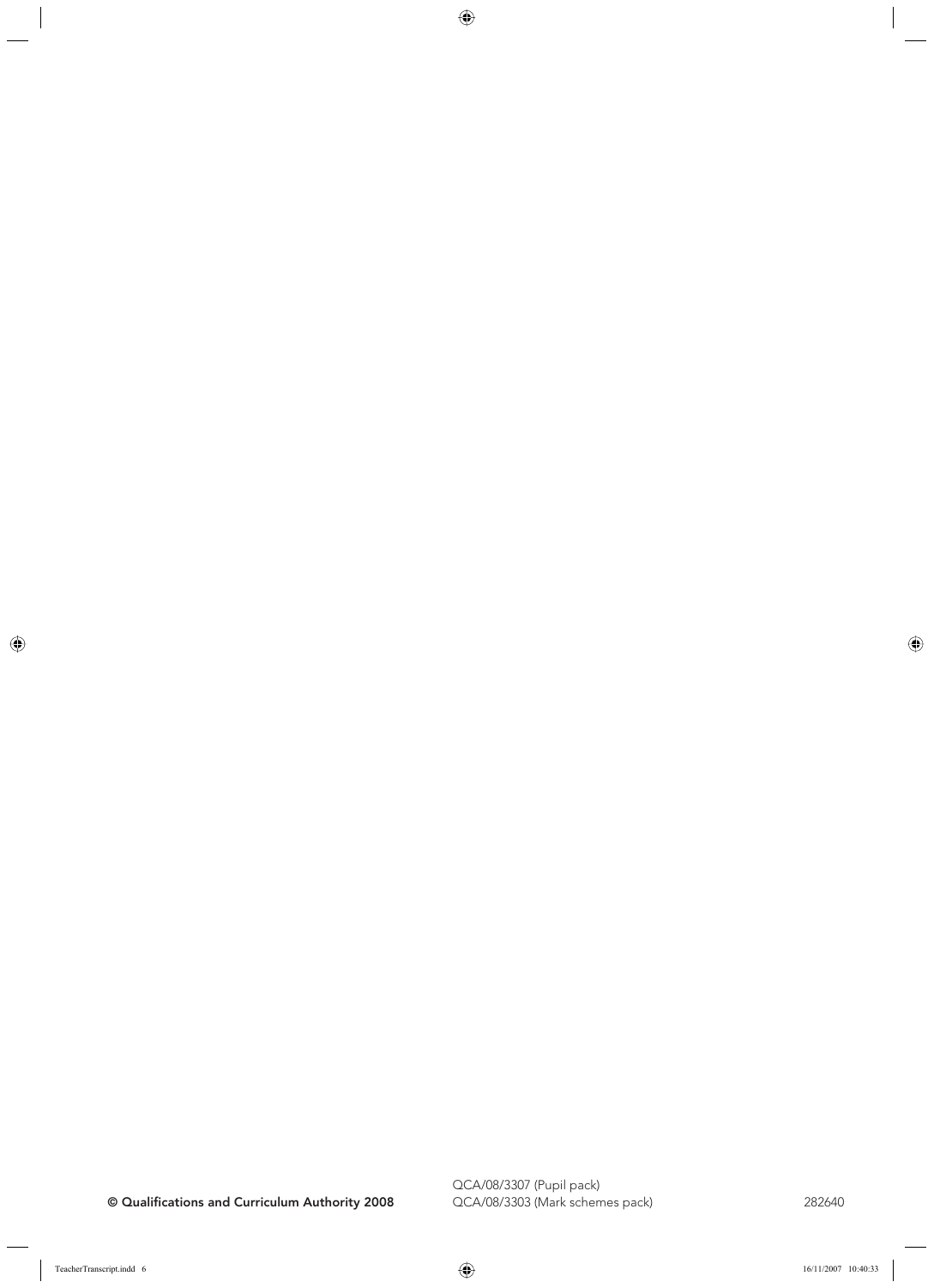© Qualifications and Curriculum Authority 2008

QCA/08/3307 (Pupil pack)
QCA/08/3303 (Mark schemes pack)

282640